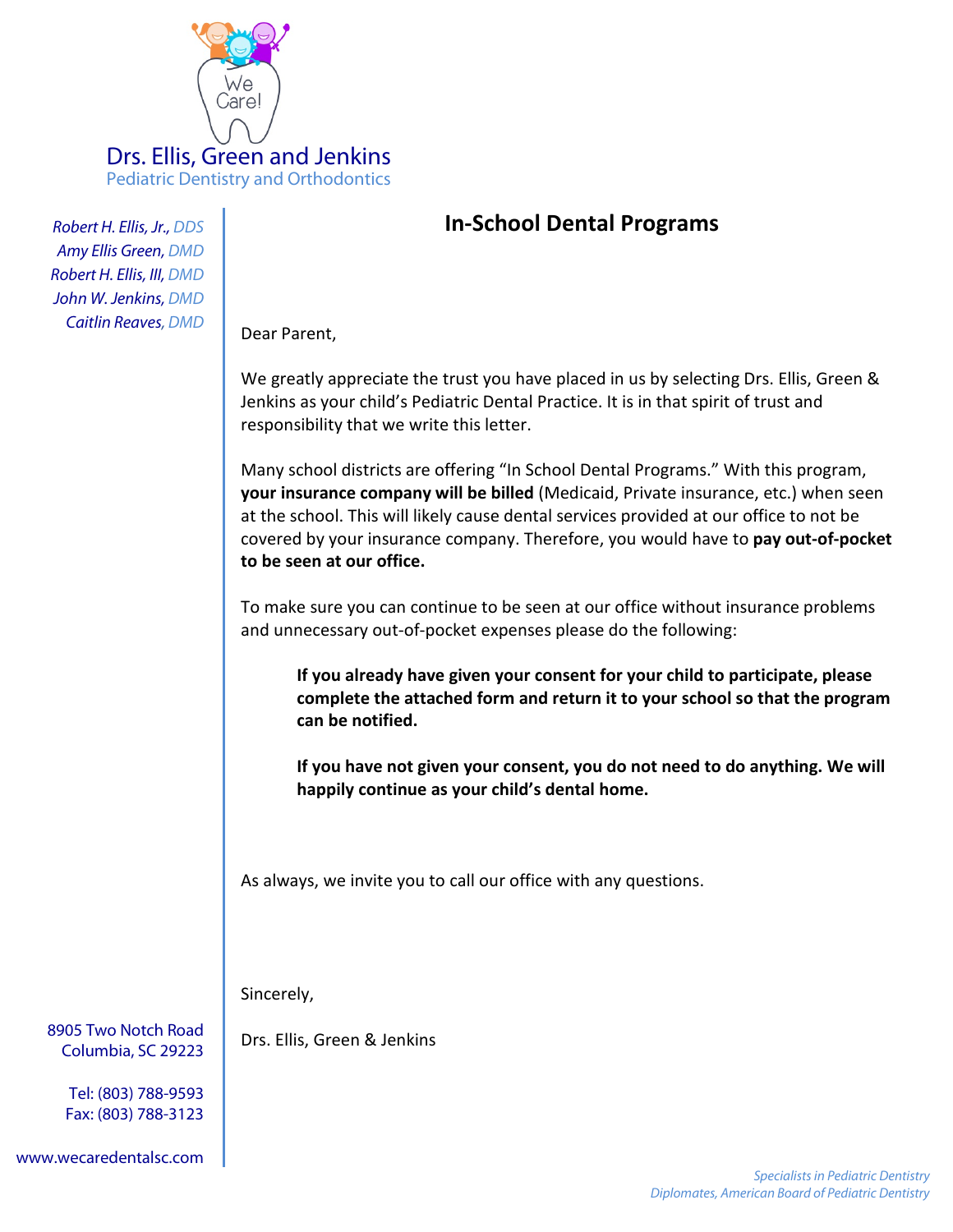We Care!

**Drs. Ellis, Green and Jenkins**
Pediatric Dentistry and Orthodontics

*Robert H. Ellis, Jr., DDS*
*Amy Ellis Green, DMD*
*Robert H. Ellis, III, DMD*
*John W. Jenkins, DMD*
*Caitlin Reaves, DMD*

# In-School Dental Programs

Dear Parent,

We greatly appreciate the trust you have placed in us by selecting Drs. Ellis, Green & Jenkins as your child's Pediatric Dental Practice. It is in that spirit of trust and responsibility that we write this letter.

Many school districts are offering "In School Dental Programs." With this program, **your insurance company will be billed** (Medicaid, Private insurance, etc.) when seen at the school. This will likely cause dental services provided at our office to not be covered by your insurance company. Therefore, you would have to **pay out-of-pocket to be seen at our office.**

To make sure you can continue to be seen at our office without insurance problems and unnecessary out-of-pocket expenses please do the following:

> **If you already have given your consent for your child to participate, please complete the attached form and return it to your school so that the program can be notified.**
>
> **If you have not given your consent, you do not need to do anything. We will happily continue as your child's dental home.**

As always, we invite you to call our office with any questions.

Sincerely,

Drs. Ellis, Green & Jenkins

8905 Two Notch Road
Columbia, SC 29223

Tel: (803) 788-9593
Fax: (803) 788-3123

www.wecaredentalsc.com

*Specialists in Pediatric Dentistry*
*Diplomates, American Board of Pediatric Dentistry*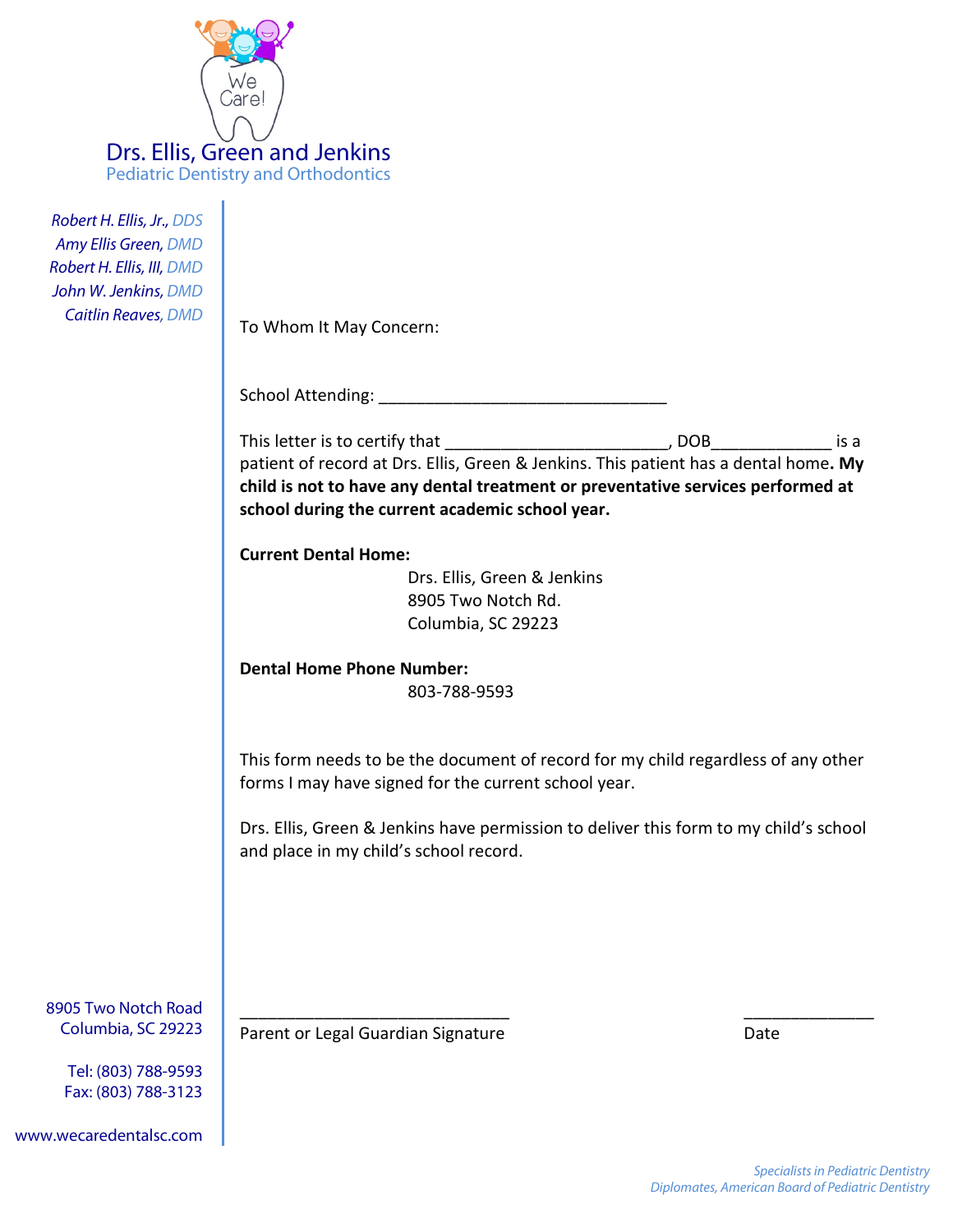We Care!

# Drs. Ellis, Green and Jenkins

Pediatric Dentistry and Orthodontics

*Robert H. Ellis, Jr., DDS*
*Amy Ellis Green, DMD*
*Robert H. Ellis, III, DMD*
*John W. Jenkins, DMD*
*Caitlin Reaves, DMD*

To Whom It May Concern:

School Attending: _______________________________

This letter is to certify that ________________________, DOB____________ is a patient of record at Drs. Ellis, Green & Jenkins. This patient has a dental home**. My child is not to have any dental treatment or preventative services performed at school during the current academic school year.**

**Current Dental Home:**

Drs. Ellis, Green & Jenkins
8905 Two Notch Rd.
Columbia, SC 29223

**Dental Home Phone Number:**

803-788-9593

This form needs to be the document of record for my child regardless of any other forms I may have signed for the current school year.

Drs. Ellis, Green & Jenkins have permission to deliver this form to my child's school and place in my child's school record.

_____________________________ Parent or Legal Guardian Signature

______________ Date

8905 Two Notch Road
Columbia, SC 29223

Tel: (803) 788-9593
Fax: (803) 788-3123

www.wecaredentalsc.com

*Specialists in Pediatric Dentistry*
*Diplomates, American Board of Pediatric Dentistry*